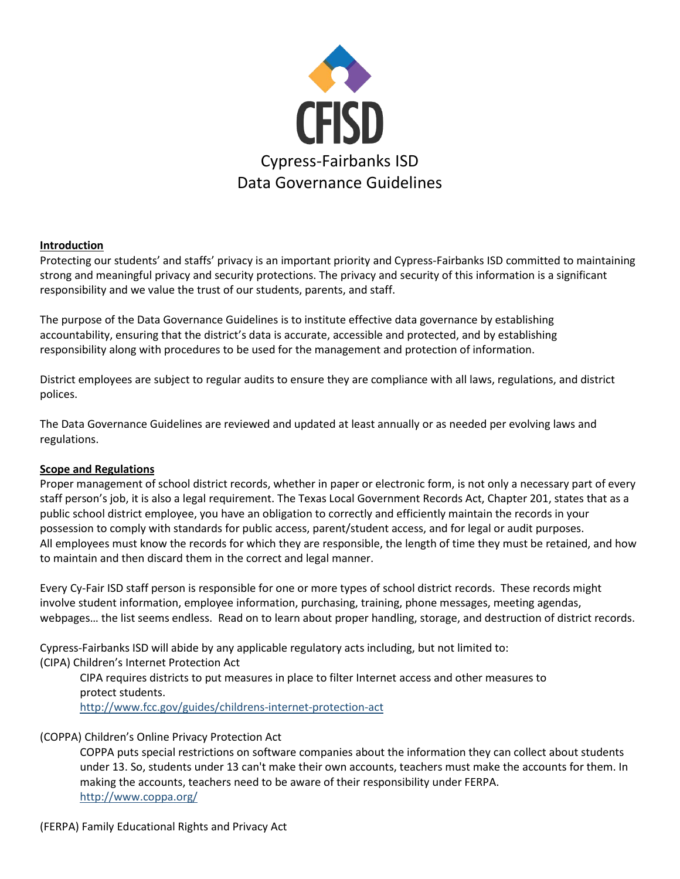# CFISD

# Cypress-Fairbanks ISD
# Data Governance Guidelines

## Introduction

Protecting our students' and staffs' privacy is an important priority and Cypress-Fairbanks ISD committed to maintaining strong and meaningful privacy and security protections. The privacy and security of this information is a significant responsibility and we value the trust of our students, parents, and staff.

The purpose of the Data Governance Guidelines is to institute effective data governance by establishing accountability, ensuring that the district's data is accurate, accessible and protected, and by establishing responsibility along with procedures to be used for the management and protection of information.

District employees are subject to regular audits to ensure they are compliance with all laws, regulations, and district polices.

The Data Governance Guidelines are reviewed and updated at least annually or as needed per evolving laws and regulations.

## Scope and Regulations

Proper management of school district records, whether in paper or electronic form, is not only a necessary part of every staff person's job, it is also a legal requirement. The Texas Local Government Records Act, Chapter 201, states that as a public school district employee, you have an obligation to correctly and efficiently maintain the records in your possession to comply with standards for public access, parent/student access, and for legal or audit purposes. All employees must know the records for which they are responsible, the length of time they must be retained, and how to maintain and then discard them in the correct and legal manner.

Every Cy-Fair ISD staff person is responsible for one or more types of school district records. These records might involve student information, employee information, purchasing, training, phone messages, meeting agendas, webpages… the list seems endless. Read on to learn about proper handling, storage, and destruction of district records.

Cypress-Fairbanks ISD will abide by any applicable regulatory acts including, but not limited to:

(CIPA) Children's Internet Protection Act

> CIPA requires districts to put measures in place to filter Internet access and other measures to protect students.
> http://www.fcc.gov/guides/childrens-internet-protection-act

(COPPA) Children's Online Privacy Protection Act

> COPPA puts special restrictions on software companies about the information they can collect about students under 13. So, students under 13 can't make their own accounts, teachers must make the accounts for them. In making the accounts, teachers need to be aware of their responsibility under FERPA.
> http://www.coppa.org/

(FERPA) Family Educational Rights and Privacy Act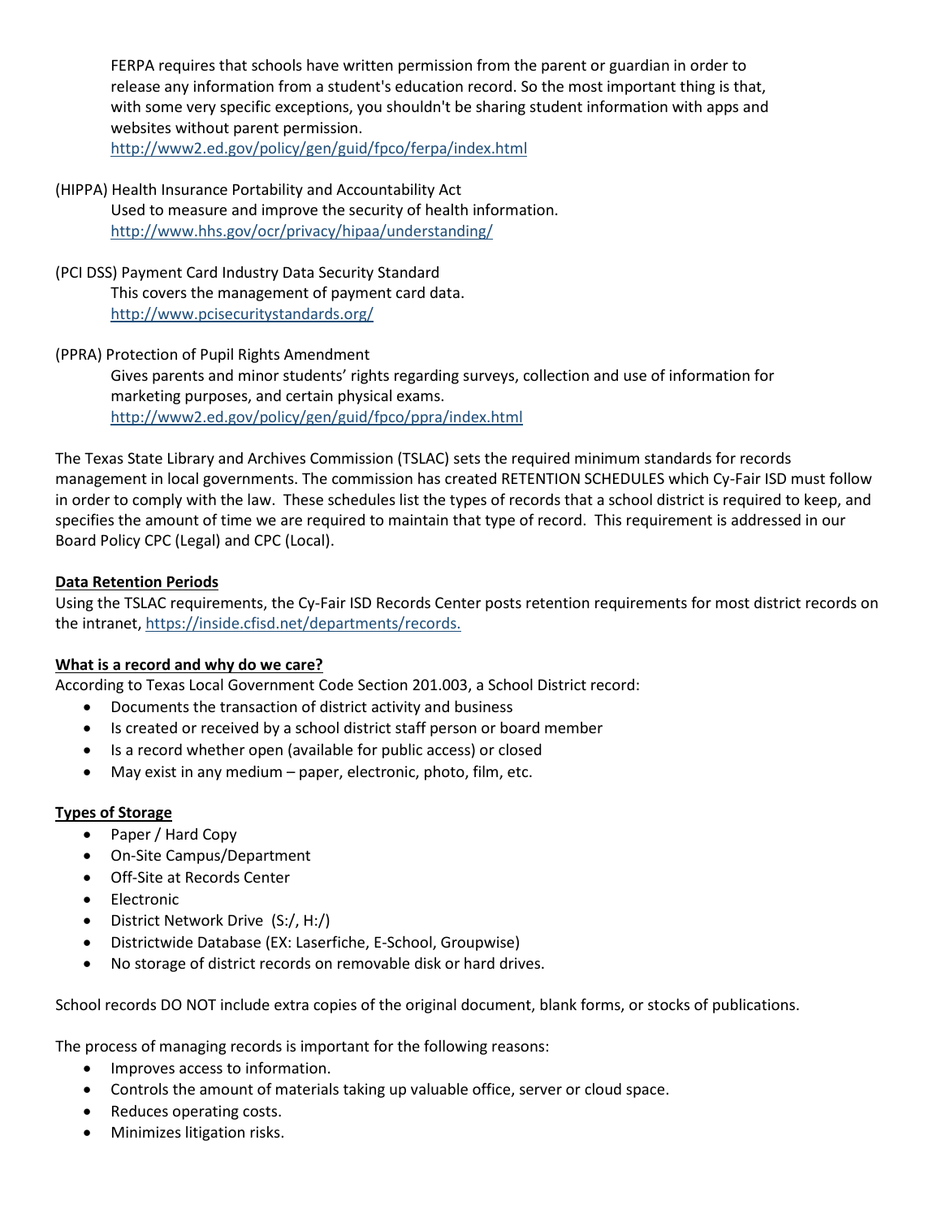FERPA requires that schools have written permission from the parent or guardian in order to release any information from a student's education record. So the most important thing is that, with some very specific exceptions, you shouldn't be sharing student information with apps and websites without parent permission.
[http://www2.ed.gov/policy/gen/guid/fpco/ferpa/index.html](http://www2.ed.gov/policy/gen/guid/fpco/ferpa/index.html)

(HIPPA) Health Insurance Portability and Accountability Act
Used to measure and improve the security of health information.
[http://www.hhs.gov/ocr/privacy/hipaa/understanding/](http://www.hhs.gov/ocr/privacy/hipaa/understanding/)

(PCI DSS) Payment Card Industry Data Security Standard
This covers the management of payment card data.
[http://www.pcisecuritystandards.org/](http://www.pcisecuritystandards.org/)

(PPRA) Protection of Pupil Rights Amendment
Gives parents and minor students' rights regarding surveys, collection and use of information for marketing purposes, and certain physical exams.
[http://www2.ed.gov/policy/gen/guid/fpco/ppra/index.html](http://www2.ed.gov/policy/gen/guid/fpco/ppra/index.html)

The Texas State Library and Archives Commission (TSLAC) sets the required minimum standards for records management in local governments. The commission has created RETENTION SCHEDULES which Cy-Fair ISD must follow in order to comply with the law. These schedules list the types of records that a school district is required to keep, and specifies the amount of time we are required to maintain that type of record. This requirement is addressed in our Board Policy CPC (Legal) and CPC (Local).

**Data Retention Periods**

Using the TSLAC requirements, the Cy-Fair ISD Records Center posts retention requirements for most district records on the intranet, [https://inside.cfisd.net/departments/records.](https://inside.cfisd.net/departments/records)

**What is a record and why do we care?**

According to Texas Local Government Code Section 201.003, a School District record:

- Documents the transaction of district activity and business
- Is created or received by a school district staff person or board member
- Is a record whether open (available for public access) or closed
- May exist in any medium – paper, electronic, photo, film, etc.

**Types of Storage**

- Paper / Hard Copy
- On-Site Campus/Department
- Off-Site at Records Center
- Electronic
- District Network Drive (S:/, H:/)
- Districtwide Database (EX: Laserfiche, E-School, Groupwise)
- No storage of district records on removable disk or hard drives.

School records DO NOT include extra copies of the original document, blank forms, or stocks of publications.

The process of managing records is important for the following reasons:

- Improves access to information.
- Controls the amount of materials taking up valuable office, server or cloud space.
- Reduces operating costs.
- Minimizes litigation risks.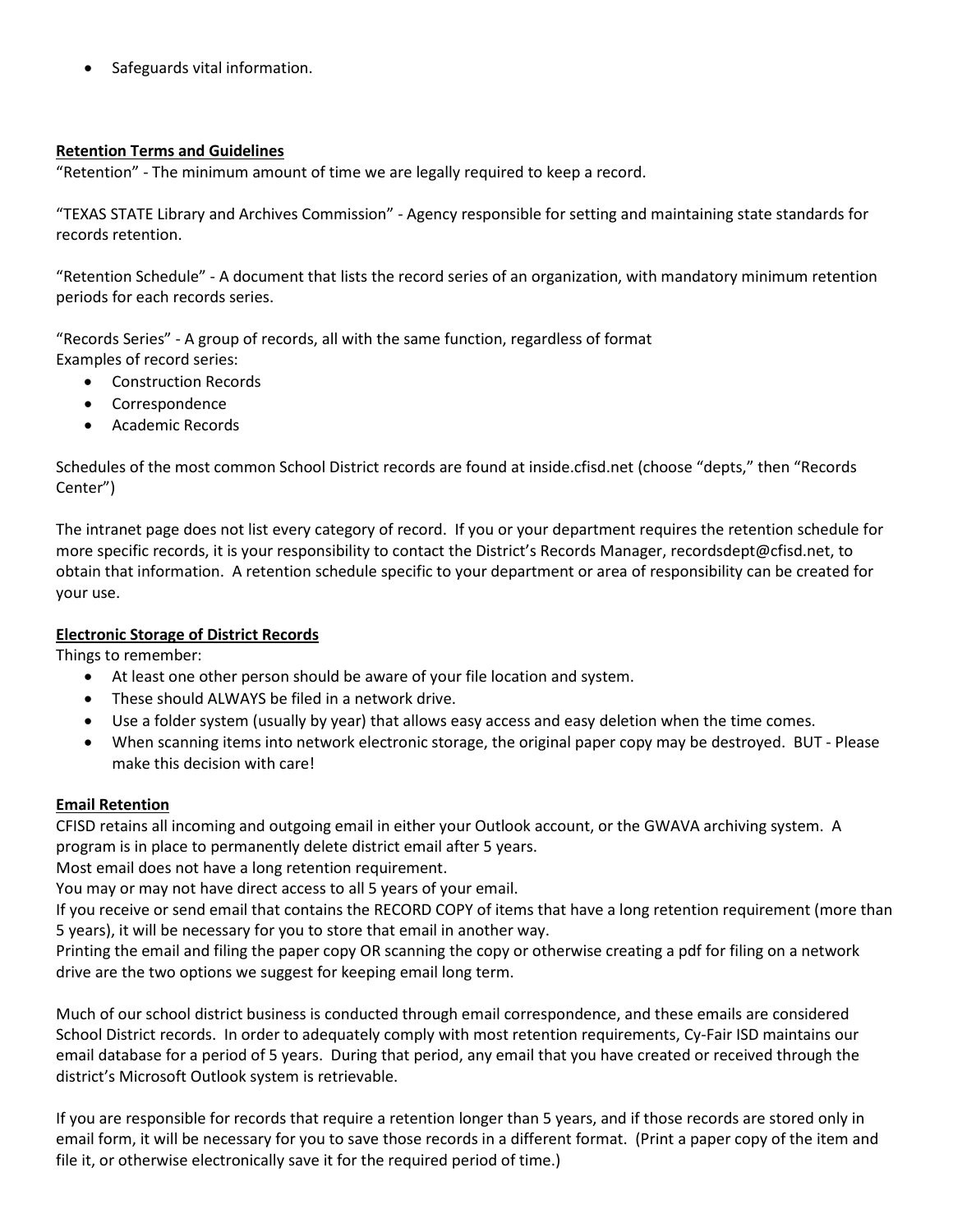- Safeguards vital information.

**Retention Terms and Guidelines**

"Retention" - The minimum amount of time we are legally required to keep a record.

"TEXAS STATE Library and Archives Commission" - Agency responsible for setting and maintaining state standards for records retention.

"Retention Schedule" - A document that lists the record series of an organization, with mandatory minimum retention periods for each records series.

"Records Series" - A group of records, all with the same function, regardless of format
Examples of record series:

- Construction Records
- Correspondence
- Academic Records

Schedules of the most common School District records are found at inside.cfisd.net (choose "depts," then "Records Center")

The intranet page does not list every category of record. If you or your department requires the retention schedule for more specific records, it is your responsibility to contact the District's Records Manager, recordsdept@cfisd.net, to obtain that information. A retention schedule specific to your department or area of responsibility can be created for your use.

**Electronic Storage of District Records**

Things to remember:

- At least one other person should be aware of your file location and system.
- These should ALWAYS be filed in a network drive.
- Use a folder system (usually by year) that allows easy access and easy deletion when the time comes.
- When scanning items into network electronic storage, the original paper copy may be destroyed. BUT - Please make this decision with care!

**Email Retention**

CFISD retains all incoming and outgoing email in either your Outlook account, or the GWAVA archiving system. A program is in place to permanently delete district email after 5 years.
Most email does not have a long retention requirement.
You may or may not have direct access to all 5 years of your email.
If you receive or send email that contains the RECORD COPY of items that have a long retention requirement (more than 5 years), it will be necessary for you to store that email in another way.
Printing the email and filing the paper copy OR scanning the copy or otherwise creating a pdf for filing on a network drive are the two options we suggest for keeping email long term.

Much of our school district business is conducted through email correspondence, and these emails are considered School District records. In order to adequately comply with most retention requirements, Cy-Fair ISD maintains our email database for a period of 5 years. During that period, any email that you have created or received through the district's Microsoft Outlook system is retrievable.

If you are responsible for records that require a retention longer than 5 years, and if those records are stored only in email form, it will be necessary for you to save those records in a different format. (Print a paper copy of the item and file it, or otherwise electronically save it for the required period of time.)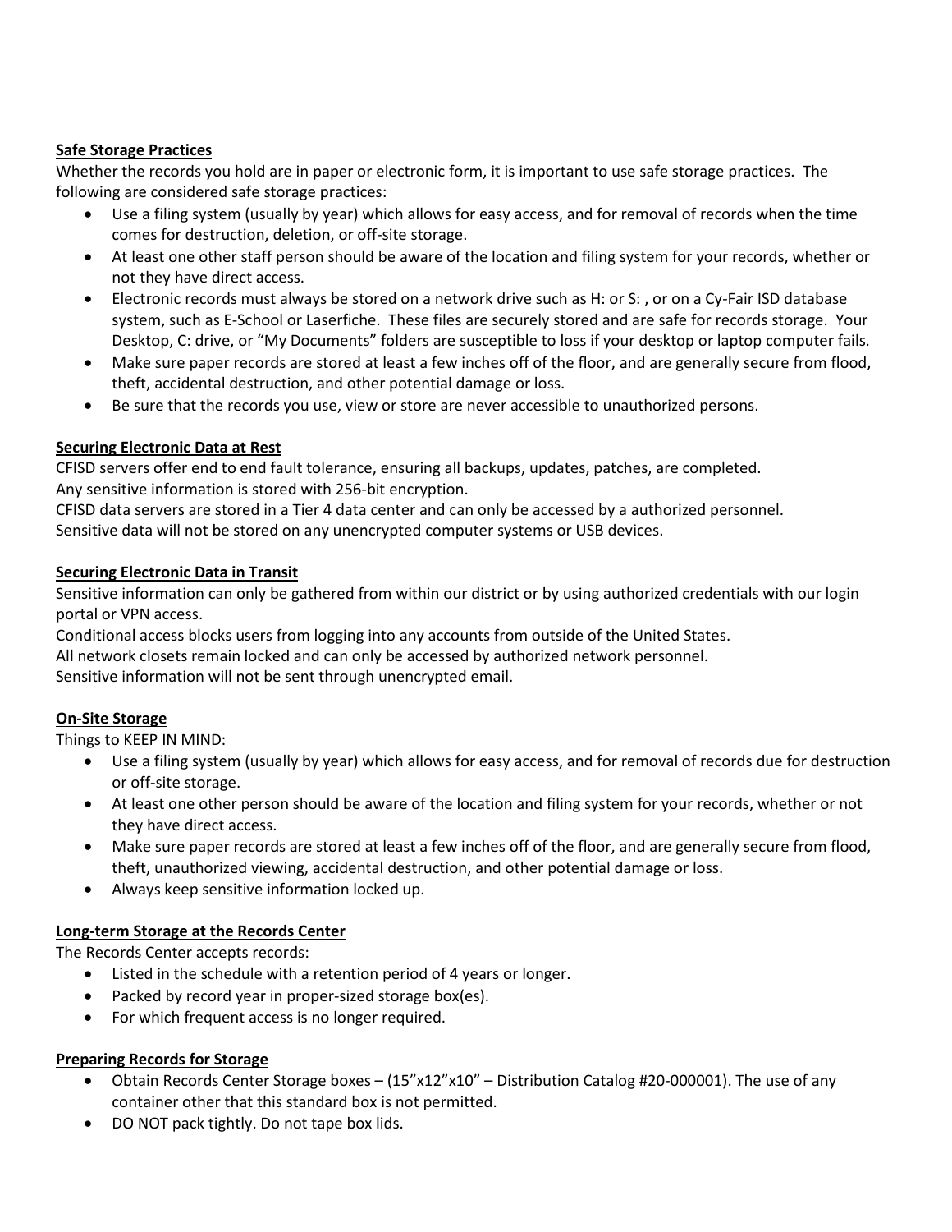**Safe Storage Practices**

Whether the records you hold are in paper or electronic form, it is important to use safe storage practices. The following are considered safe storage practices:

- Use a filing system (usually by year) which allows for easy access, and for removal of records when the time comes for destruction, deletion, or off-site storage.
- At least one other staff person should be aware of the location and filing system for your records, whether or not they have direct access.
- Electronic records must always be stored on a network drive such as H: or S: , or on a Cy-Fair ISD database system, such as E-School or Laserfiche. These files are securely stored and are safe for records storage. Your Desktop, C: drive, or "My Documents" folders are susceptible to loss if your desktop or laptop computer fails.
- Make sure paper records are stored at least a few inches off of the floor, and are generally secure from flood, theft, accidental destruction, and other potential damage or loss.
- Be sure that the records you use, view or store are never accessible to unauthorized persons.

**Securing Electronic Data at Rest**

CFISD servers offer end to end fault tolerance, ensuring all backups, updates, patches, are completed.
Any sensitive information is stored with 256-bit encryption.
CFISD data servers are stored in a Tier 4 data center and can only be accessed by a authorized personnel.
Sensitive data will not be stored on any unencrypted computer systems or USB devices.

**Securing Electronic Data in Transit**

Sensitive information can only be gathered from within our district or by using authorized credentials with our login portal or VPN access.
Conditional access blocks users from logging into any accounts from outside of the United States.
All network closets remain locked and can only be accessed by authorized network personnel.
Sensitive information will not be sent through unencrypted email.

**On-Site Storage**

Things to KEEP IN MIND:

- Use a filing system (usually by year) which allows for easy access, and for removal of records due for destruction or off-site storage.
- At least one other person should be aware of the location and filing system for your records, whether or not they have direct access.
- Make sure paper records are stored at least a few inches off of the floor, and are generally secure from flood, theft, unauthorized viewing, accidental destruction, and other potential damage or loss.
- Always keep sensitive information locked up.

**Long-term Storage at the Records Center**

The Records Center accepts records:

- Listed in the schedule with a retention period of 4 years or longer.
- Packed by record year in proper-sized storage box(es).
- For which frequent access is no longer required.

**Preparing Records for Storage**

- Obtain Records Center Storage boxes – (15"x12"x10" – Distribution Catalog #20-000001). The use of any container other that this standard box is not permitted.
- DO NOT pack tightly. Do not tape box lids.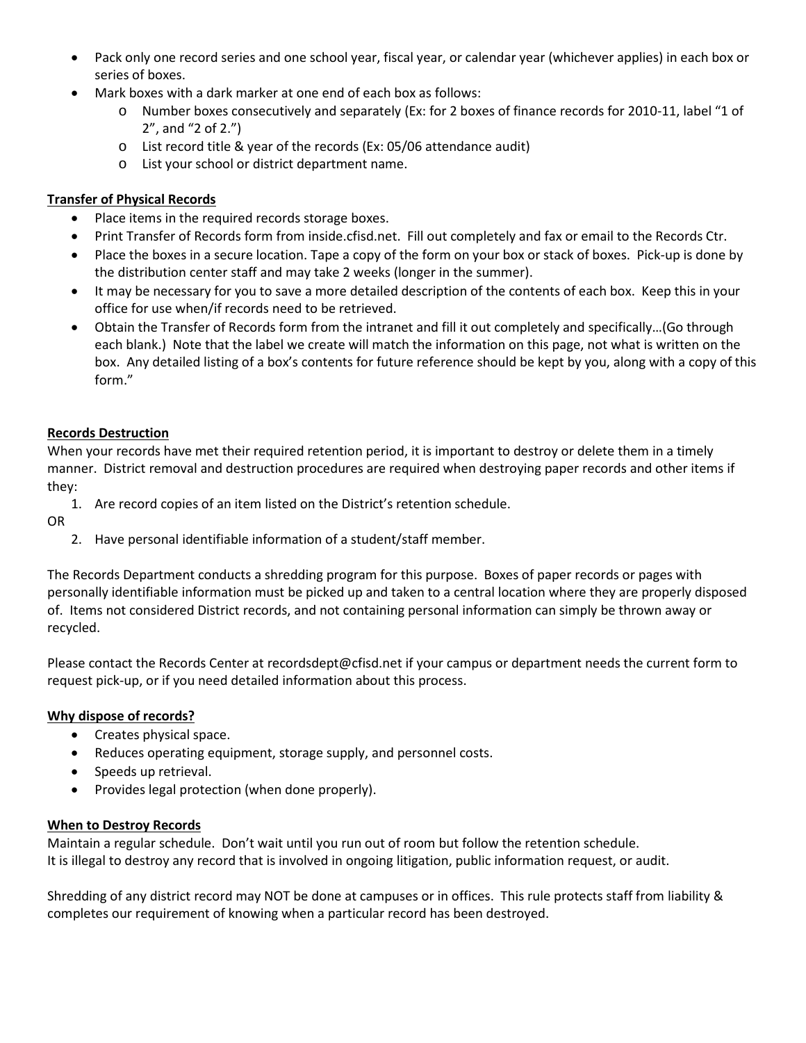- Pack only one record series and one school year, fiscal year, or calendar year (whichever applies) in each box or series of boxes.
- Mark boxes with a dark marker at one end of each box as follows:
  - Number boxes consecutively and separately (Ex: for 2 boxes of finance records for 2010-11, label "1 of 2", and "2 of 2.")
  - List record title & year of the records (Ex: 05/06 attendance audit)
  - List your school or district department name.

**Transfer of Physical Records**

- Place items in the required records storage boxes.
- Print Transfer of Records form from inside.cfisd.net. Fill out completely and fax or email to the Records Ctr.
- Place the boxes in a secure location. Tape a copy of the form on your box or stack of boxes. Pick-up is done by the distribution center staff and may take 2 weeks (longer in the summer).
- It may be necessary for you to save a more detailed description of the contents of each box. Keep this in your office for use when/if records need to be retrieved.
- Obtain the Transfer of Records form from the intranet and fill it out completely and specifically…(Go through each blank.) Note that the label we create will match the information on this page, not what is written on the box. Any detailed listing of a box's contents for future reference should be kept by you, along with a copy of this form."

**Records Destruction**

When your records have met their required retention period, it is important to destroy or delete them in a timely manner. District removal and destruction procedures are required when destroying paper records and other items if they:

1. Are record copies of an item listed on the District's retention schedule.

OR

2. Have personal identifiable information of a student/staff member.

The Records Department conducts a shredding program for this purpose. Boxes of paper records or pages with personally identifiable information must be picked up and taken to a central location where they are properly disposed of. Items not considered District records, and not containing personal information can simply be thrown away or recycled.

Please contact the Records Center at recordsdept@cfisd.net if your campus or department needs the current form to request pick-up, or if you need detailed information about this process.

**Why dispose of records?**

- Creates physical space.
- Reduces operating equipment, storage supply, and personnel costs.
- Speeds up retrieval.
- Provides legal protection (when done properly).

**When to Destroy Records**

Maintain a regular schedule. Don't wait until you run out of room but follow the retention schedule.
It is illegal to destroy any record that is involved in ongoing litigation, public information request, or audit.

Shredding of any district record may NOT be done at campuses or in offices. This rule protects staff from liability & completes our requirement of knowing when a particular record has been destroyed.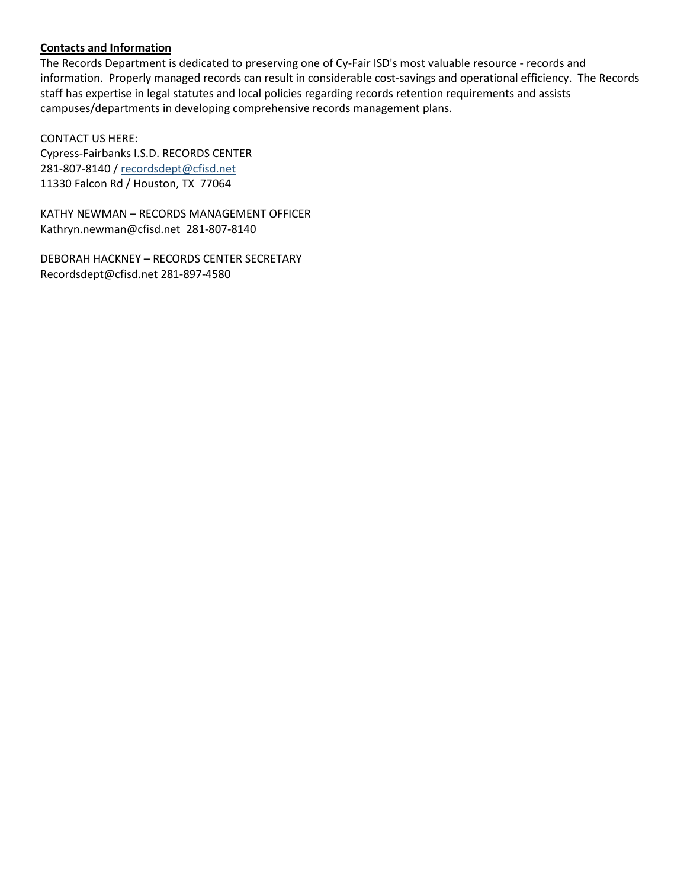**Contacts and Information**

The Records Department is dedicated to preserving one of Cy-Fair ISD's most valuable resource - records and information. Properly managed records can result in considerable cost-savings and operational efficiency. The Records staff has expertise in legal statutes and local policies regarding records retention requirements and assists campuses/departments in developing comprehensive records management plans.

CONTACT US HERE:
Cypress-Fairbanks I.S.D. RECORDS CENTER
281-807-8140 / recordsdept@cfisd.net
11330 Falcon Rd / Houston, TX 77064

KATHY NEWMAN – RECORDS MANAGEMENT OFFICER
Kathryn.newman@cfisd.net 281-807-8140

DEBORAH HACKNEY – RECORDS CENTER SECRETARY
Recordsdept@cfisd.net 281-897-4580